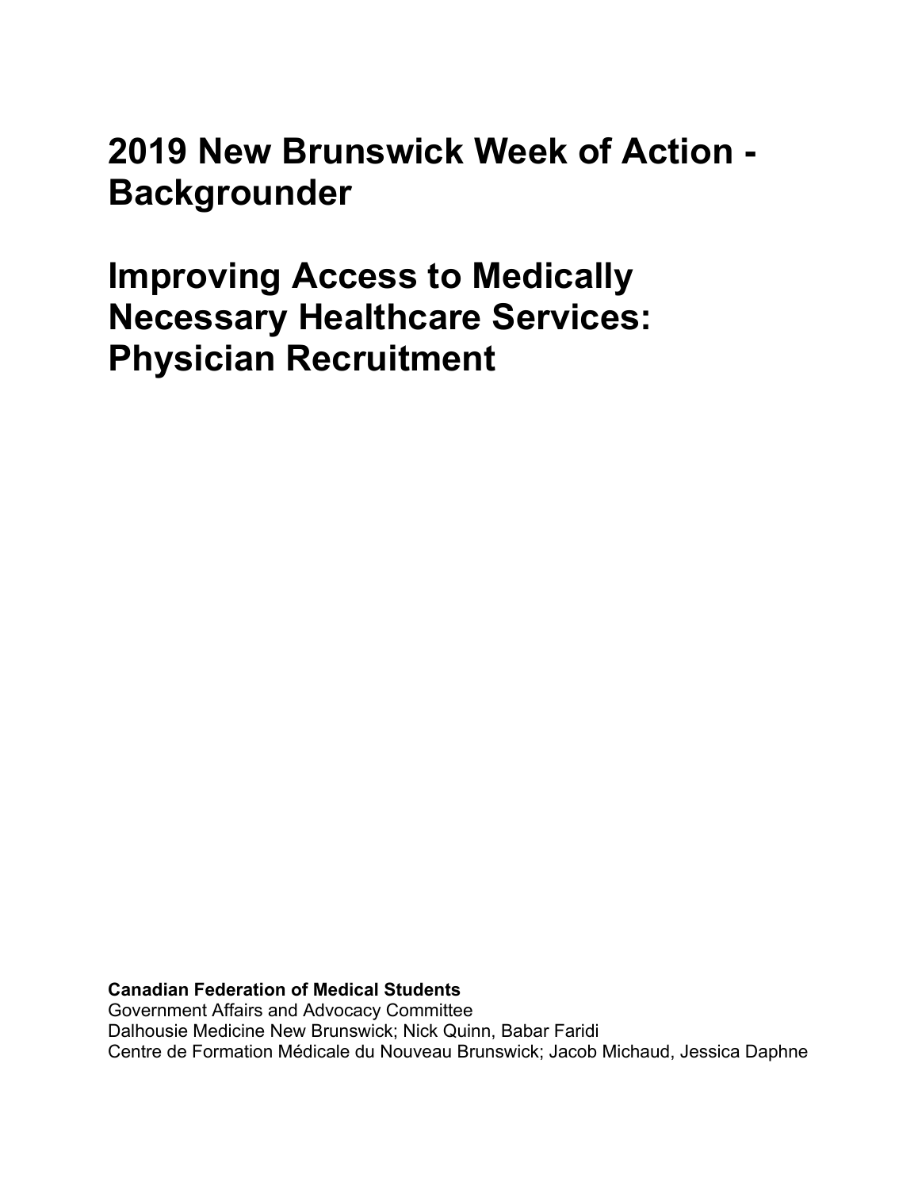# 2019 New Brunswick Week of Action - Backgrounder

# Improving Access to Medically Necessary Healthcare Services: Physician Recruitment

**Canadian Federation of Medical Students**
Government Affairs and Advocacy Committee
Dalhousie Medicine New Brunswick; Nick Quinn, Babar Faridi
Centre de Formation Médicale du Nouveau Brunswick; Jacob Michaud, Jessica Daphne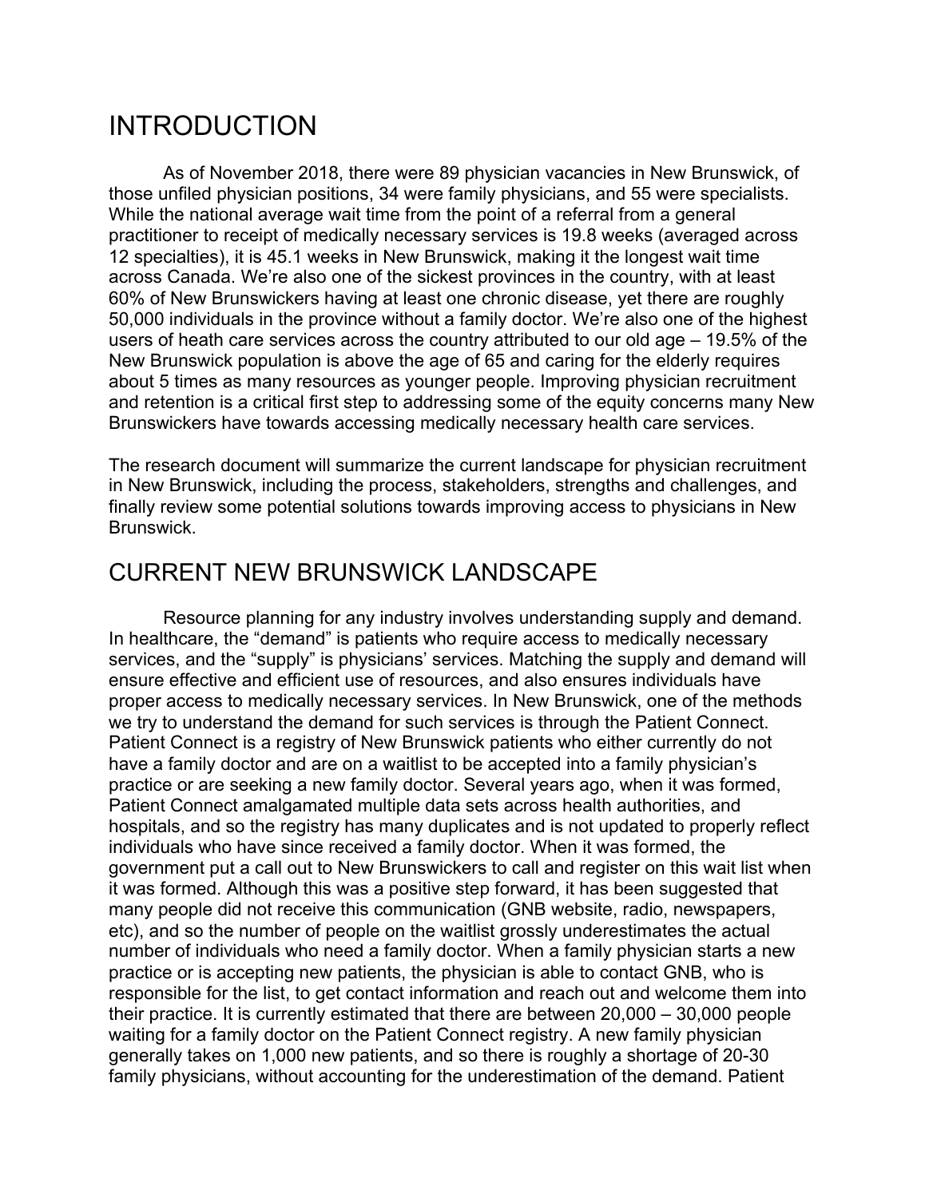# INTRODUCTION

As of November 2018, there were 89 physician vacancies in New Brunswick, of those unfiled physician positions, 34 were family physicians, and 55 were specialists. While the national average wait time from the point of a referral from a general practitioner to receipt of medically necessary services is 19.8 weeks (averaged across 12 specialties), it is 45.1 weeks in New Brunswick, making it the longest wait time across Canada. We're also one of the sickest provinces in the country, with at least 60% of New Brunswickers having at least one chronic disease, yet there are roughly 50,000 individuals in the province without a family doctor. We're also one of the highest users of heath care services across the country attributed to our old age – 19.5% of the New Brunswick population is above the age of 65 and caring for the elderly requires about 5 times as many resources as younger people. Improving physician recruitment and retention is a critical first step to addressing some of the equity concerns many New Brunswickers have towards accessing medically necessary health care services.

The research document will summarize the current landscape for physician recruitment in New Brunswick, including the process, stakeholders, strengths and challenges, and finally review some potential solutions towards improving access to physicians in New Brunswick.

## CURRENT NEW BRUNSWICK LANDSCAPE

Resource planning for any industry involves understanding supply and demand. In healthcare, the "demand" is patients who require access to medically necessary services, and the "supply" is physicians' services. Matching the supply and demand will ensure effective and efficient use of resources, and also ensures individuals have proper access to medically necessary services. In New Brunswick, one of the methods we try to understand the demand for such services is through the Patient Connect. Patient Connect is a registry of New Brunswick patients who either currently do not have a family doctor and are on a waitlist to be accepted into a family physician's practice or are seeking a new family doctor. Several years ago, when it was formed, Patient Connect amalgamated multiple data sets across health authorities, and hospitals, and so the registry has many duplicates and is not updated to properly reflect individuals who have since received a family doctor. When it was formed, the government put a call out to New Brunswickers to call and register on this wait list when it was formed. Although this was a positive step forward, it has been suggested that many people did not receive this communication (GNB website, radio, newspapers, etc), and so the number of people on the waitlist grossly underestimates the actual number of individuals who need a family doctor. When a family physician starts a new practice or is accepting new patients, the physician is able to contact GNB, who is responsible for the list, to get contact information and reach out and welcome them into their practice. It is currently estimated that there are between 20,000 – 30,000 people waiting for a family doctor on the Patient Connect registry. A new family physician generally takes on 1,000 new patients, and so there is roughly a shortage of 20-30 family physicians, without accounting for the underestimation of the demand. Patient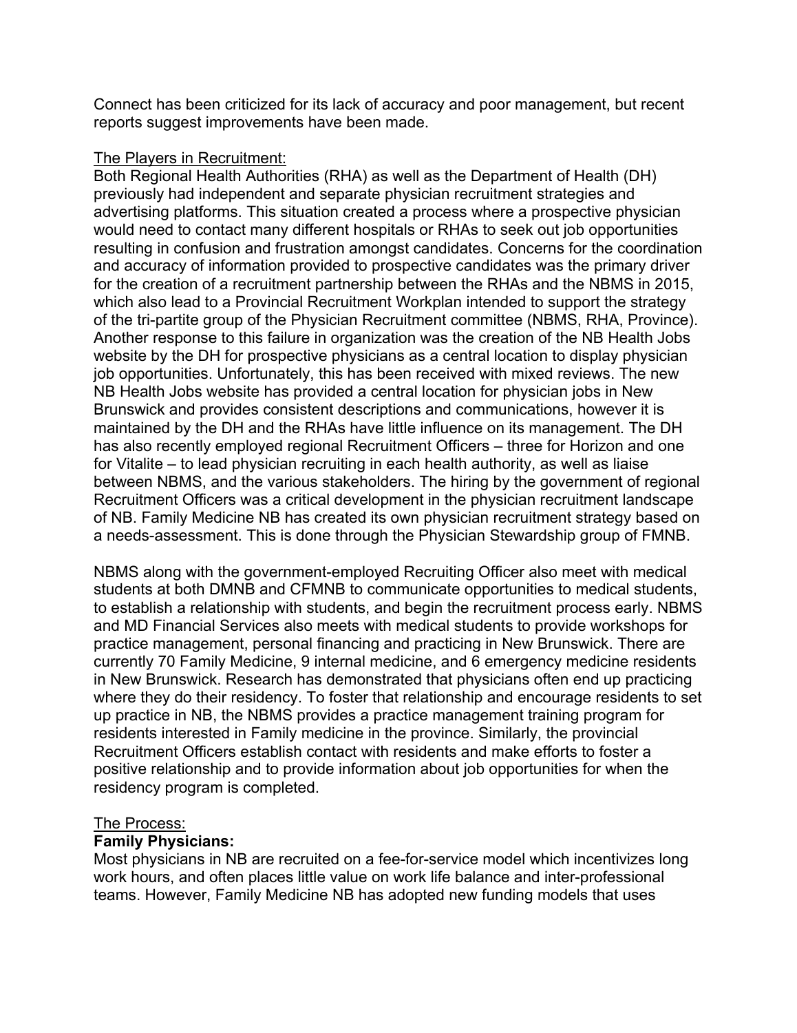Connect has been criticized for its lack of accuracy and poor management, but recent reports suggest improvements have been made.

<u>The Players in Recruitment:</u>

Both Regional Health Authorities (RHA) as well as the Department of Health (DH) previously had independent and separate physician recruitment strategies and advertising platforms. This situation created a process where a prospective physician would need to contact many different hospitals or RHAs to seek out job opportunities resulting in confusion and frustration amongst candidates. Concerns for the coordination and accuracy of information provided to prospective candidates was the primary driver for the creation of a recruitment partnership between the RHAs and the NBMS in 2015, which also lead to a Provincial Recruitment Workplan intended to support the strategy of the tri-partite group of the Physician Recruitment committee (NBMS, RHA, Province). Another response to this failure in organization was the creation of the NB Health Jobs website by the DH for prospective physicians as a central location to display physician job opportunities. Unfortunately, this has been received with mixed reviews. The new NB Health Jobs website has provided a central location for physician jobs in New Brunswick and provides consistent descriptions and communications, however it is maintained by the DH and the RHAs have little influence on its management. The DH has also recently employed regional Recruitment Officers – three for Horizon and one for Vitalite – to lead physician recruiting in each health authority, as well as liaise between NBMS, and the various stakeholders. The hiring by the government of regional Recruitment Officers was a critical development in the physician recruitment landscape of NB. Family Medicine NB has created its own physician recruitment strategy based on a needs-assessment. This is done through the Physician Stewardship group of FMNB.

NBMS along with the government-employed Recruiting Officer also meet with medical students at both DMNB and CFMNB to communicate opportunities to medical students, to establish a relationship with students, and begin the recruitment process early. NBMS and MD Financial Services also meets with medical students to provide workshops for practice management, personal financing and practicing in New Brunswick. There are currently 70 Family Medicine, 9 internal medicine, and 6 emergency medicine residents in New Brunswick. Research has demonstrated that physicians often end up practicing where they do their residency. To foster that relationship and encourage residents to set up practice in NB, the NBMS provides a practice management training program for residents interested in Family medicine in the province. Similarly, the provincial Recruitment Officers establish contact with residents and make efforts to foster a positive relationship and to provide information about job opportunities for when the residency program is completed.

<u>The Process:</u>

**Family Physicians:**

Most physicians in NB are recruited on a fee-for-service model which incentivizes long work hours, and often places little value on work life balance and inter-professional teams. However, Family Medicine NB has adopted new funding models that uses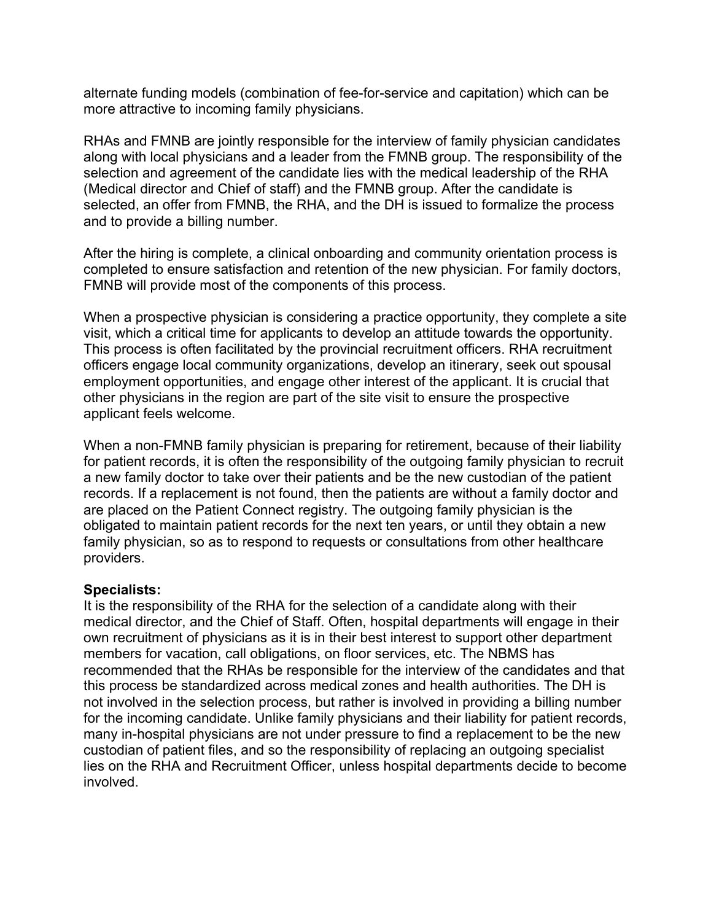alternate funding models (combination of fee-for-service and capitation) which can be more attractive to incoming family physicians.

RHAs and FMNB are jointly responsible for the interview of family physician candidates along with local physicians and a leader from the FMNB group. The responsibility of the selection and agreement of the candidate lies with the medical leadership of the RHA (Medical director and Chief of staff) and the FMNB group. After the candidate is selected, an offer from FMNB, the RHA, and the DH is issued to formalize the process and to provide a billing number.

After the hiring is complete, a clinical onboarding and community orientation process is completed to ensure satisfaction and retention of the new physician. For family doctors, FMNB will provide most of the components of this process.

When a prospective physician is considering a practice opportunity, they complete a site visit, which a critical time for applicants to develop an attitude towards the opportunity. This process is often facilitated by the provincial recruitment officers. RHA recruitment officers engage local community organizations, develop an itinerary, seek out spousal employment opportunities, and engage other interest of the applicant. It is crucial that other physicians in the region are part of the site visit to ensure the prospective applicant feels welcome.

When a non-FMNB family physician is preparing for retirement, because of their liability for patient records, it is often the responsibility of the outgoing family physician to recruit a new family doctor to take over their patients and be the new custodian of the patient records. If a replacement is not found, then the patients are without a family doctor and are placed on the Patient Connect registry. The outgoing family physician is the obligated to maintain patient records for the next ten years, or until they obtain a new family physician, so as to respond to requests or consultations from other healthcare providers.

**Specialists:**
It is the responsibility of the RHA for the selection of a candidate along with their medical director, and the Chief of Staff. Often, hospital departments will engage in their own recruitment of physicians as it is in their best interest to support other department members for vacation, call obligations, on floor services, etc. The NBMS has recommended that the RHAs be responsible for the interview of the candidates and that this process be standardized across medical zones and health authorities. The DH is not involved in the selection process, but rather is involved in providing a billing number for the incoming candidate. Unlike family physicians and their liability for patient records, many in-hospital physicians are not under pressure to find a replacement to be the new custodian of patient files, and so the responsibility of replacing an outgoing specialist lies on the RHA and Recruitment Officer, unless hospital departments decide to become involved.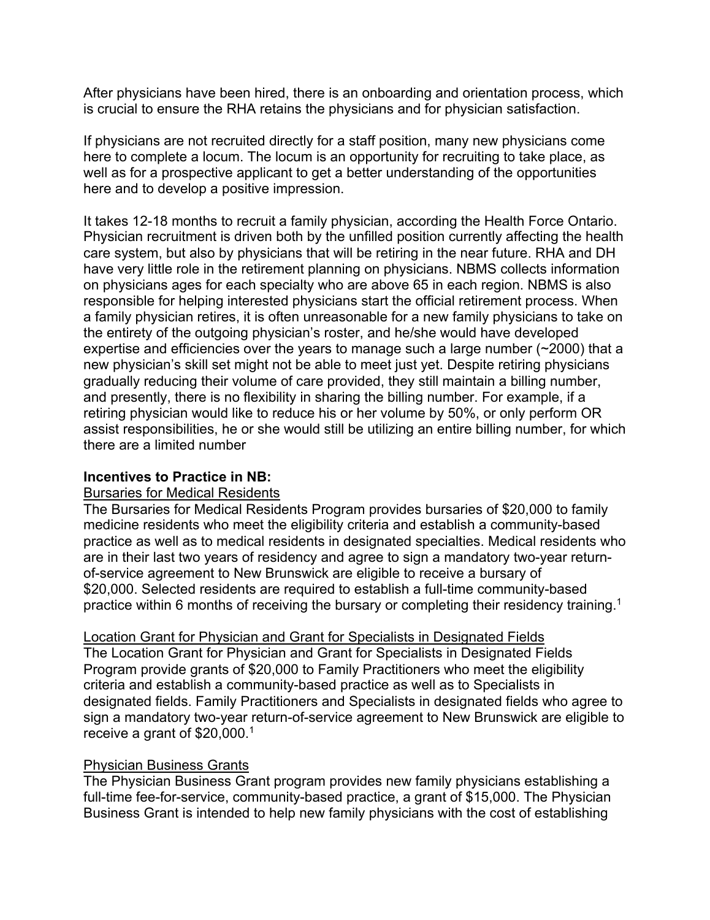After physicians have been hired, there is an onboarding and orientation process, which is crucial to ensure the RHA retains the physicians and for physician satisfaction.

If physicians are not recruited directly for a staff position, many new physicians come here to complete a locum. The locum is an opportunity for recruiting to take place, as well as for a prospective applicant to get a better understanding of the opportunities here and to develop a positive impression.

It takes 12-18 months to recruit a family physician, according the Health Force Ontario. Physician recruitment is driven both by the unfilled position currently affecting the health care system, but also by physicians that will be retiring in the near future. RHA and DH have very little role in the retirement planning on physicians. NBMS collects information on physicians ages for each specialty who are above 65 in each region. NBMS is also responsible for helping interested physicians start the official retirement process. When a family physician retires, it is often unreasonable for a new family physicians to take on the entirety of the outgoing physician's roster, and he/she would have developed expertise and efficiencies over the years to manage such a large number (~2000) that a new physician's skill set might not be able to meet just yet. Despite retiring physicians gradually reducing their volume of care provided, they still maintain a billing number, and presently, there is no flexibility in sharing the billing number. For example, if a retiring physician would like to reduce his or her volume by 50%, or only perform OR assist responsibilities, he or she would still be utilizing an entire billing number, for which there are a limited number

**Incentives to Practice in NB:**

<u>Bursaries for Medical Residents</u>

The Bursaries for Medical Residents Program provides bursaries of $20,000 to family medicine residents who meet the eligibility criteria and establish a community-based practice as well as to medical residents in designated specialties. Medical residents who are in their last two years of residency and agree to sign a mandatory two-year return-of-service agreement to New Brunswick are eligible to receive a bursary of $20,000. Selected residents are required to establish a full-time community-based practice within 6 months of receiving the bursary or completing their residency training.[1]

<u>Location Grant for Physician and Grant for Specialists in Designated Fields</u>

The Location Grant for Physician and Grant for Specialists in Designated Fields Program provide grants of $20,000 to Family Practitioners who meet the eligibility criteria and establish a community-based practice as well as to Specialists in designated fields. Family Practitioners and Specialists in designated fields who agree to sign a mandatory two-year return-of-service agreement to New Brunswick are eligible to receive a grant of $20,000.[1]

<u>Physician Business Grants</u>

The Physician Business Grant program provides new family physicians establishing a full-time fee-for-service, community-based practice, a grant of $15,000. The Physician Business Grant is intended to help new family physicians with the cost of establishing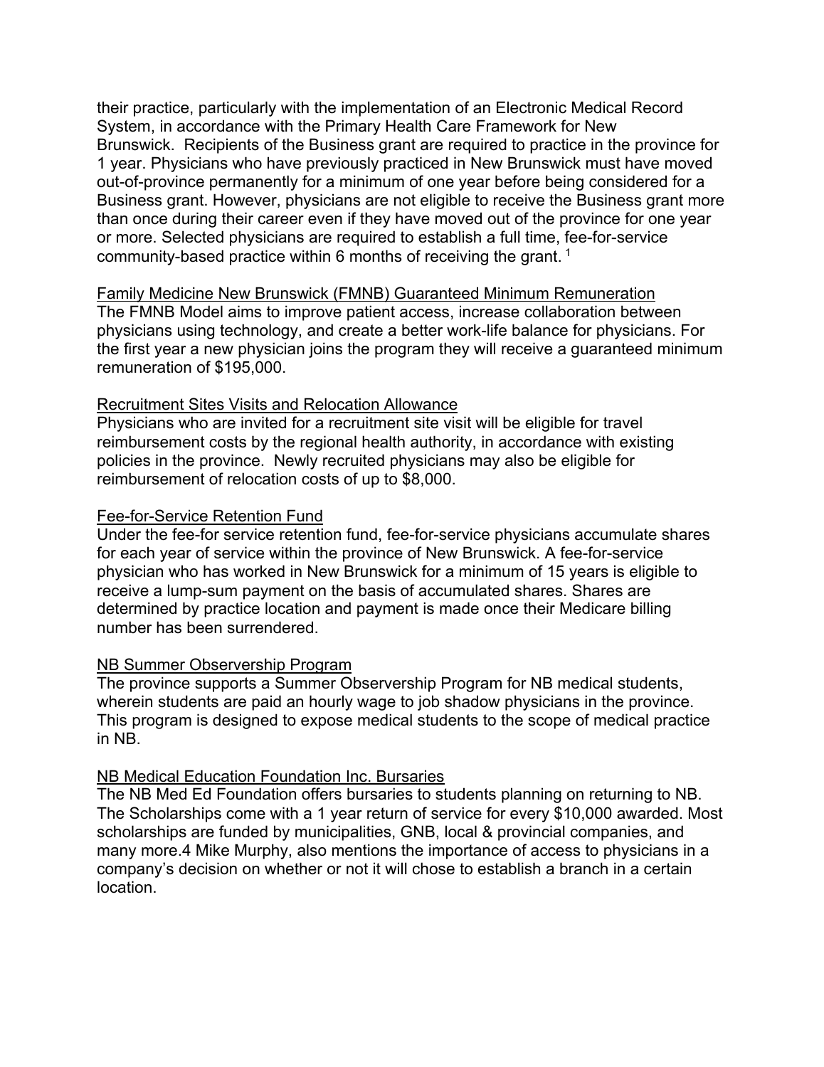their practice, particularly with the implementation of an Electronic Medical Record System, in accordance with the Primary Health Care Framework for New Brunswick. Recipients of the Business grant are required to practice in the province for 1 year. Physicians who have previously practiced in New Brunswick must have moved out-of-province permanently for a minimum of one year before being considered for a Business grant. However, physicians are not eligible to receive the Business grant more than once during their career even if they have moved out of the province for one year or more. Selected physicians are required to establish a full time, fee-for-service community-based practice within 6 months of receiving the grant. [1]

Family Medicine New Brunswick (FMNB) Guaranteed Minimum Remuneration

The FMNB Model aims to improve patient access, increase collaboration between physicians using technology, and create a better work-life balance for physicians. For the first year a new physician joins the program they will receive a guaranteed minimum remuneration of $195,000.

Recruitment Sites Visits and Relocation Allowance

Physicians who are invited for a recruitment site visit will be eligible for travel reimbursement costs by the regional health authority, in accordance with existing policies in the province. Newly recruited physicians may also be eligible for reimbursement of relocation costs of up to $8,000.

Fee-for-Service Retention Fund

Under the fee-for service retention fund, fee-for-service physicians accumulate shares for each year of service within the province of New Brunswick. A fee-for-service physician who has worked in New Brunswick for a minimum of 15 years is eligible to receive a lump-sum payment on the basis of accumulated shares. Shares are determined by practice location and payment is made once their Medicare billing number has been surrendered.

NB Summer Observership Program

The province supports a Summer Observership Program for NB medical students, wherein students are paid an hourly wage to job shadow physicians in the province. This program is designed to expose medical students to the scope of medical practice in NB.

NB Medical Education Foundation Inc. Bursaries

The NB Med Ed Foundation offers bursaries to students planning on returning to NB. The Scholarships come with a 1 year return of service for every $10,000 awarded. Most scholarships are funded by municipalities, GNB, local & provincial companies, and many more.4 Mike Murphy, also mentions the importance of access to physicians in a company's decision on whether or not it will chose to establish a branch in a certain location.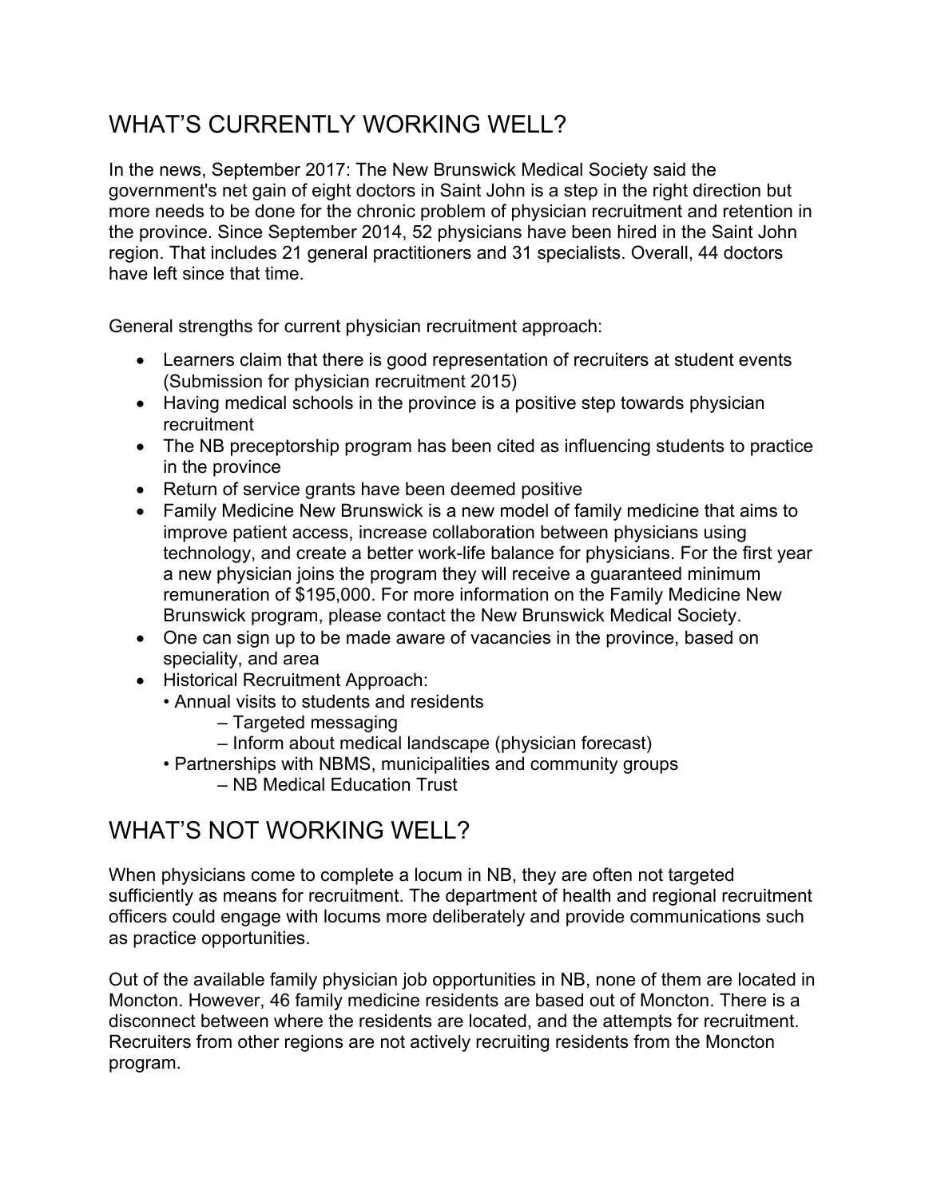## WHAT'S CURRENTLY WORKING WELL?

In the news, September 2017: The New Brunswick Medical Society said the government's net gain of eight doctors in Saint John is a step in the right direction but more needs to be done for the chronic problem of physician recruitment and retention in the province. Since September 2014, 52 physicians have been hired in the Saint John region. That includes 21 general practitioners and 31 specialists. Overall, 44 doctors have left since that time.

General strengths for current physician recruitment approach:

- Learners claim that there is good representation of recruiters at student events (Submission for physician recruitment 2015)
- Having medical schools in the province is a positive step towards physician recruitment
- The NB preceptorship program has been cited as influencing students to practice in the province
- Return of service grants have been deemed positive
- Family Medicine New Brunswick is a new model of family medicine that aims to improve patient access, increase collaboration between physicians using technology, and create a better work-life balance for physicians. For the first year a new physician joins the program they will receive a guaranteed minimum remuneration of $195,000. For more information on the Family Medicine New Brunswick program, please contact the New Brunswick Medical Society.
- One can sign up to be made aware of vacancies in the province, based on speciality, and area
- Historical Recruitment Approach:
  - Annual visits to students and residents
    - Targeted messaging
    - Inform about medical landscape (physician forecast)
  - Partnerships with NBMS, municipalities and community groups
    - NB Medical Education Trust

## WHAT'S NOT WORKING WELL?

When physicians come to complete a locum in NB, they are often not targeted sufficiently as means for recruitment. The department of health and regional recruitment officers could engage with locums more deliberately and provide communications such as practice opportunities.

Out of the available family physician job opportunities in NB, none of them are located in Moncton. However, 46 family medicine residents are based out of Moncton. There is a disconnect between where the residents are located, and the attempts for recruitment. Recruiters from other regions are not actively recruiting residents from the Moncton program.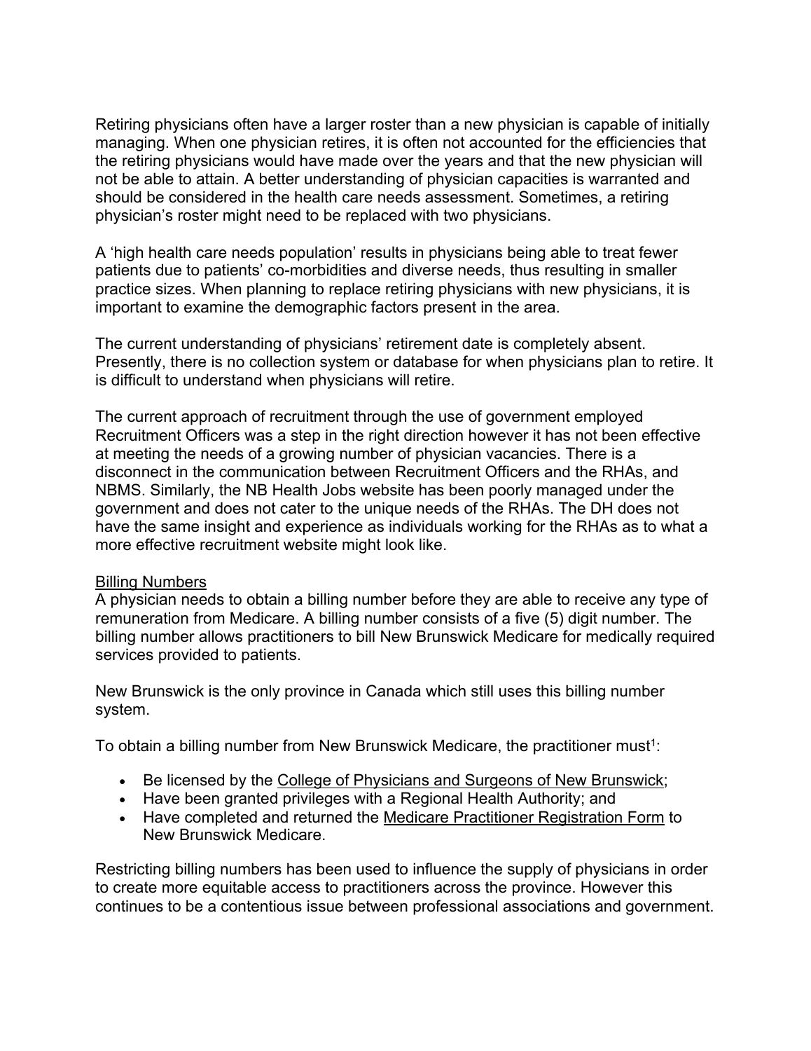Retiring physicians often have a larger roster than a new physician is capable of initially managing. When one physician retires, it is often not accounted for the efficiencies that the retiring physicians would have made over the years and that the new physician will not be able to attain. A better understanding of physician capacities is warranted and should be considered in the health care needs assessment. Sometimes, a retiring physician's roster might need to be replaced with two physicians.

A 'high health care needs population' results in physicians being able to treat fewer patients due to patients' co-morbidities and diverse needs, thus resulting in smaller practice sizes. When planning to replace retiring physicians with new physicians, it is important to examine the demographic factors present in the area.

The current understanding of physicians' retirement date is completely absent. Presently, there is no collection system or database for when physicians plan to retire. It is difficult to understand when physicians will retire.

The current approach of recruitment through the use of government employed Recruitment Officers was a step in the right direction however it has not been effective at meeting the needs of a growing number of physician vacancies. There is a disconnect in the communication between Recruitment Officers and the RHAs, and NBMS. Similarly, the NB Health Jobs website has been poorly managed under the government and does not cater to the unique needs of the RHAs. The DH does not have the same insight and experience as individuals working for the RHAs as to what a more effective recruitment website might look like.

### Billing Numbers

A physician needs to obtain a billing number before they are able to receive any type of remuneration from Medicare. A billing number consists of a five (5) digit number. The billing number allows practitioners to bill New Brunswick Medicare for medically required services provided to patients.

New Brunswick is the only province in Canada which still uses this billing number system.

To obtain a billing number from New Brunswick Medicare, the practitioner must[1]:

- Be licensed by the College of Physicians and Surgeons of New Brunswick;
- Have been granted privileges with a Regional Health Authority; and
- Have completed and returned the Medicare Practitioner Registration Form to New Brunswick Medicare.

Restricting billing numbers has been used to influence the supply of physicians in order to create more equitable access to practitioners across the province. However this continues to be a contentious issue between professional associations and government.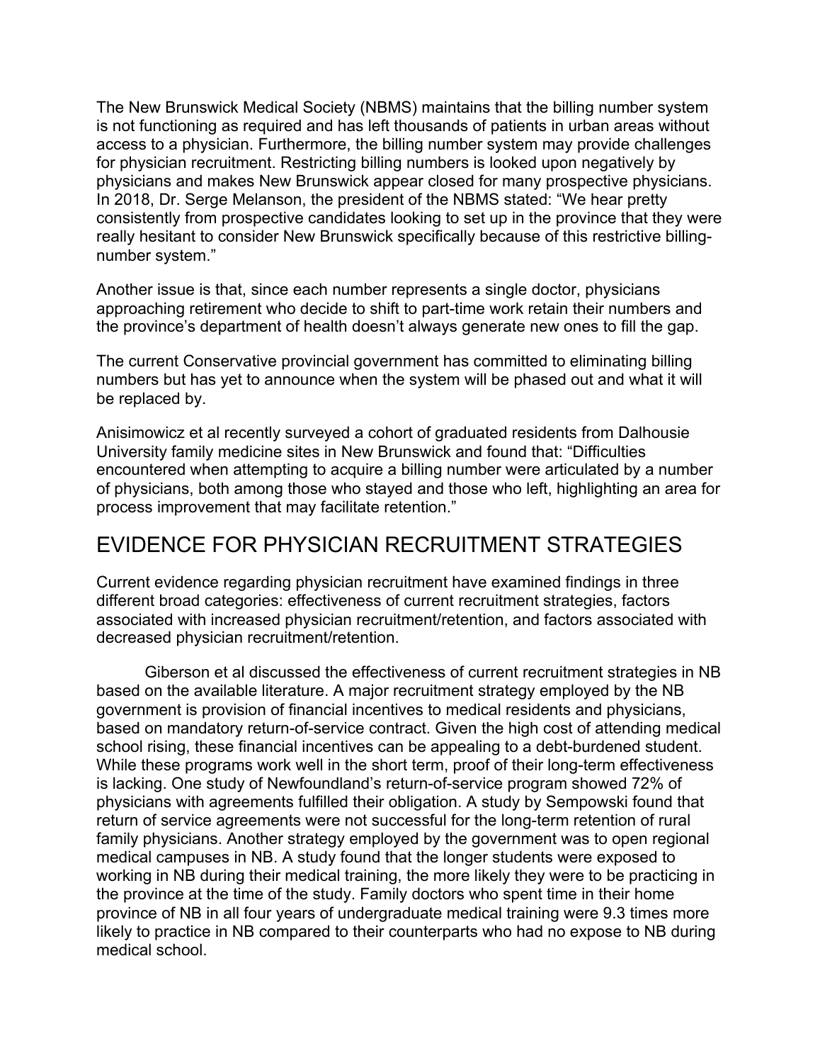The New Brunswick Medical Society (NBMS) maintains that the billing number system is not functioning as required and has left thousands of patients in urban areas without access to a physician. Furthermore, the billing number system may provide challenges for physician recruitment. Restricting billing numbers is looked upon negatively by physicians and makes New Brunswick appear closed for many prospective physicians. In 2018, Dr. Serge Melanson, the president of the NBMS stated: “We hear pretty consistently from prospective candidates looking to set up in the province that they were really hesitant to consider New Brunswick specifically because of this restrictive billing-number system.”

Another issue is that, since each number represents a single doctor, physicians approaching retirement who decide to shift to part-time work retain their numbers and the province’s department of health doesn’t always generate new ones to fill the gap.

The current Conservative provincial government has committed to eliminating billing numbers but has yet to announce when the system will be phased out and what it will be replaced by.

Anisimowicz et al recently surveyed a cohort of graduated residents from Dalhousie University family medicine sites in New Brunswick and found that: “Difficulties encountered when attempting to acquire a billing number were articulated by a number of physicians, both among those who stayed and those who left, highlighting an area for process improvement that may facilitate retention.”

## EVIDENCE FOR PHYSICIAN RECRUITMENT STRATEGIES

Current evidence regarding physician recruitment have examined findings in three different broad categories: effectiveness of current recruitment strategies, factors associated with increased physician recruitment/retention, and factors associated with decreased physician recruitment/retention.

Giberson et al discussed the effectiveness of current recruitment strategies in NB based on the available literature. A major recruitment strategy employed by the NB government is provision of financial incentives to medical residents and physicians, based on mandatory return-of-service contract. Given the high cost of attending medical school rising, these financial incentives can be appealing to a debt-burdened student. While these programs work well in the short term, proof of their long-term effectiveness is lacking. One study of Newfoundland’s return-of-service program showed 72% of physicians with agreements fulfilled their obligation. A study by Sempowski found that return of service agreements were not successful for the long-term retention of rural family physicians. Another strategy employed by the government was to open regional medical campuses in NB. A study found that the longer students were exposed to working in NB during their medical training, the more likely they were to be practicing in the province at the time of the study. Family doctors who spent time in their home province of NB in all four years of undergraduate medical training were 9.3 times more likely to practice in NB compared to their counterparts who had no expose to NB during medical school.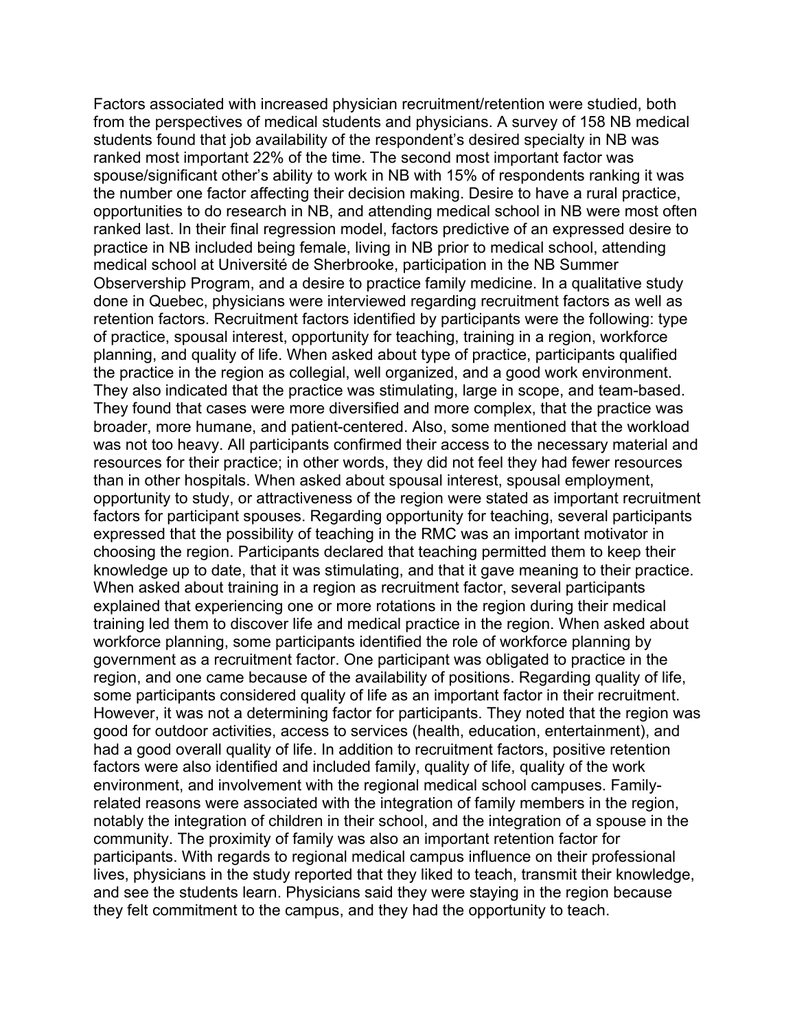Factors associated with increased physician recruitment/retention were studied, both from the perspectives of medical students and physicians. A survey of 158 NB medical students found that job availability of the respondent's desired specialty in NB was ranked most important 22% of the time. The second most important factor was spouse/significant other's ability to work in NB with 15% of respondents ranking it was the number one factor affecting their decision making. Desire to have a rural practice, opportunities to do research in NB, and attending medical school in NB were most often ranked last. In their final regression model, factors predictive of an expressed desire to practice in NB included being female, living in NB prior to medical school, attending medical school at Université de Sherbrooke, participation in the NB Summer Observership Program, and a desire to practice family medicine. In a qualitative study done in Quebec, physicians were interviewed regarding recruitment factors as well as retention factors. Recruitment factors identified by participants were the following: type of practice, spousal interest, opportunity for teaching, training in a region, workforce planning, and quality of life. When asked about type of practice, participants qualified the practice in the region as collegial, well organized, and a good work environment. They also indicated that the practice was stimulating, large in scope, and team-based. They found that cases were more diversified and more complex, that the practice was broader, more humane, and patient-centered. Also, some mentioned that the workload was not too heavy. All participants confirmed their access to the necessary material and resources for their practice; in other words, they did not feel they had fewer resources than in other hospitals. When asked about spousal interest, spousal employment, opportunity to study, or attractiveness of the region were stated as important recruitment factors for participant spouses. Regarding opportunity for teaching, several participants expressed that the possibility of teaching in the RMC was an important motivator in choosing the region. Participants declared that teaching permitted them to keep their knowledge up to date, that it was stimulating, and that it gave meaning to their practice. When asked about training in a region as recruitment factor, several participants explained that experiencing one or more rotations in the region during their medical training led them to discover life and medical practice in the region. When asked about workforce planning, some participants identified the role of workforce planning by government as a recruitment factor. One participant was obligated to practice in the region, and one came because of the availability of positions. Regarding quality of life, some participants considered quality of life as an important factor in their recruitment. However, it was not a determining factor for participants. They noted that the region was good for outdoor activities, access to services (health, education, entertainment), and had a good overall quality of life. In addition to recruitment factors, positive retention factors were also identified and included family, quality of life, quality of the work environment, and involvement with the regional medical school campuses. Family-related reasons were associated with the integration of family members in the region, notably the integration of children in their school, and the integration of a spouse in the community. The proximity of family was also an important retention factor for participants. With regards to regional medical campus influence on their professional lives, physicians in the study reported that they liked to teach, transmit their knowledge, and see the students learn. Physicians said they were staying in the region because they felt commitment to the campus, and they had the opportunity to teach.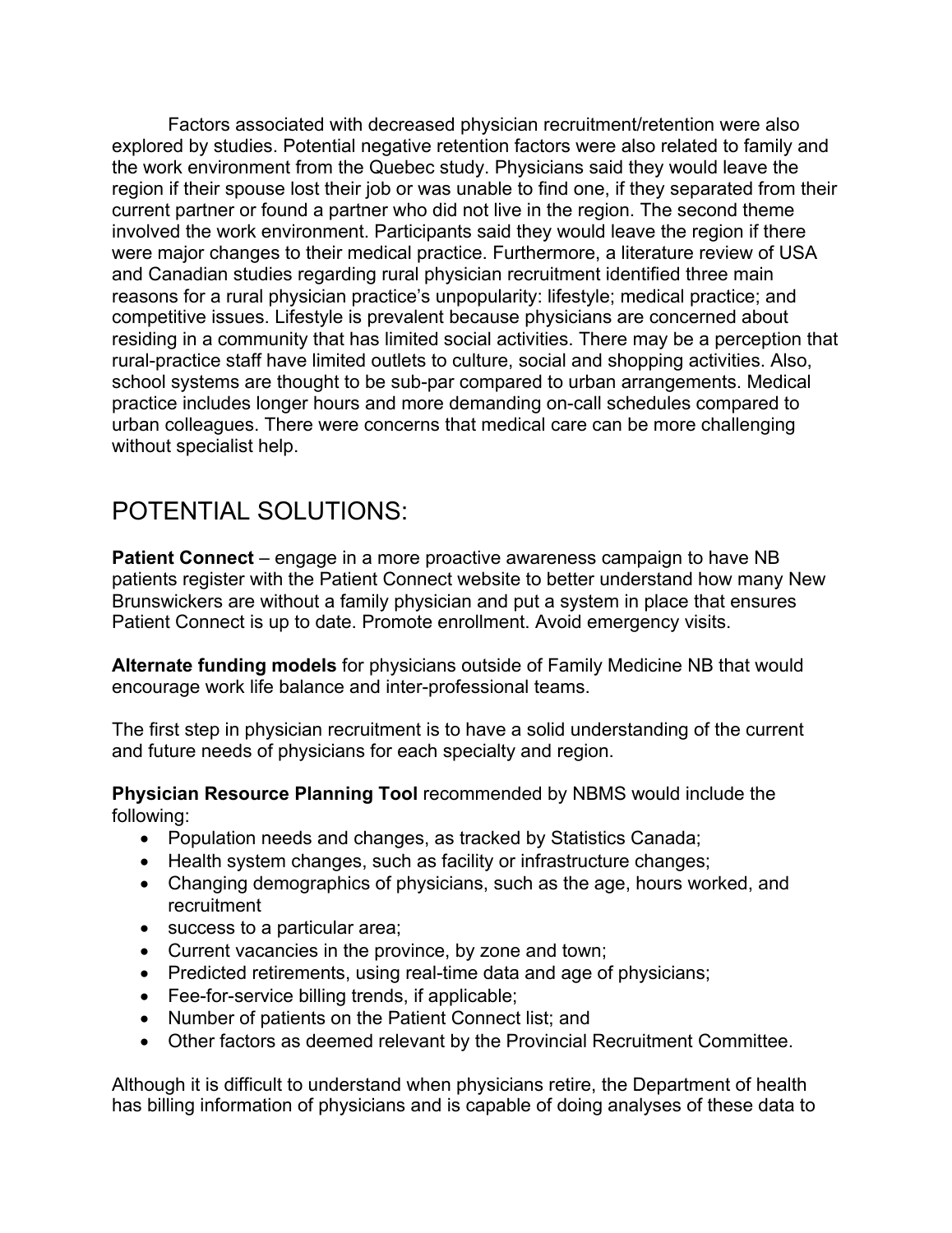Factors associated with decreased physician recruitment/retention were also explored by studies. Potential negative retention factors were also related to family and the work environment from the Quebec study. Physicians said they would leave the region if their spouse lost their job or was unable to find one, if they separated from their current partner or found a partner who did not live in the region. The second theme involved the work environment. Participants said they would leave the region if there were major changes to their medical practice. Furthermore, a literature review of USA and Canadian studies regarding rural physician recruitment identified three main reasons for a rural physician practice's unpopularity: lifestyle; medical practice; and competitive issues. Lifestyle is prevalent because physicians are concerned about residing in a community that has limited social activities. There may be a perception that rural-practice staff have limited outlets to culture, social and shopping activities. Also, school systems are thought to be sub-par compared to urban arrangements. Medical practice includes longer hours and more demanding on-call schedules compared to urban colleagues. There were concerns that medical care can be more challenging without specialist help.

# POTENTIAL SOLUTIONS:

**Patient Connect** – engage in a more proactive awareness campaign to have NB patients register with the Patient Connect website to better understand how many New Brunswickers are without a family physician and put a system in place that ensures Patient Connect is up to date. Promote enrollment. Avoid emergency visits.

**Alternate funding models** for physicians outside of Family Medicine NB that would encourage work life balance and inter-professional teams.

The first step in physician recruitment is to have a solid understanding of the current and future needs of physicians for each specialty and region.

**Physician Resource Planning Tool** recommended by NBMS would include the following:

- Population needs and changes, as tracked by Statistics Canada;
- Health system changes, such as facility or infrastructure changes;
- Changing demographics of physicians, such as the age, hours worked, and recruitment
- success to a particular area;
- Current vacancies in the province, by zone and town;
- Predicted retirements, using real-time data and age of physicians;
- Fee-for-service billing trends, if applicable;
- Number of patients on the Patient Connect list; and
- Other factors as deemed relevant by the Provincial Recruitment Committee.

Although it is difficult to understand when physicians retire, the Department of health has billing information of physicians and is capable of doing analyses of these data to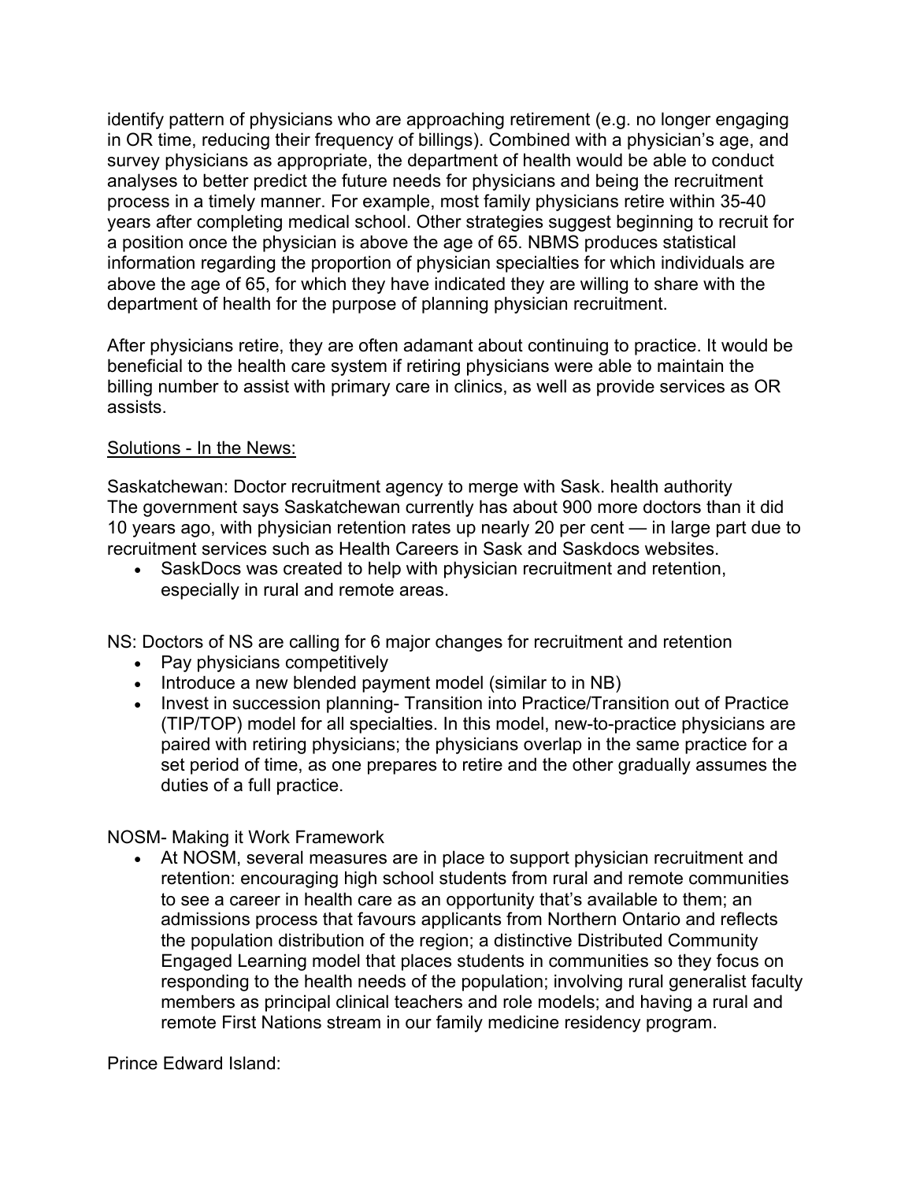identify pattern of physicians who are approaching retirement (e.g. no longer engaging in OR time, reducing their frequency of billings). Combined with a physician's age, and survey physicians as appropriate, the department of health would be able to conduct analyses to better predict the future needs for physicians and being the recruitment process in a timely manner. For example, most family physicians retire within 35-40 years after completing medical school. Other strategies suggest beginning to recruit for a position once the physician is above the age of 65. NBMS produces statistical information regarding the proportion of physician specialties for which individuals are above the age of 65, for which they have indicated they are willing to share with the department of health for the purpose of planning physician recruitment.

After physicians retire, they are often adamant about continuing to practice. It would be beneficial to the health care system if retiring physicians were able to maintain the billing number to assist with primary care in clinics, as well as provide services as OR assists.

<u>Solutions - In the News:</u>

Saskatchewan: Doctor recruitment agency to merge with Sask. health authority
The government says Saskatchewan currently has about 900 more doctors than it did 10 years ago, with physician retention rates up nearly 20 per cent — in large part due to recruitment services such as Health Careers in Sask and Saskdocs websites.

- SaskDocs was created to help with physician recruitment and retention, especially in rural and remote areas.

NS: Doctors of NS are calling for 6 major changes for recruitment and retention

- Pay physicians competitively
- Introduce a new blended payment model (similar to in NB)
- Invest in succession planning- Transition into Practice/Transition out of Practice (TIP/TOP) model for all specialties. In this model, new-to-practice physicians are paired with retiring physicians; the physicians overlap in the same practice for a set period of time, as one prepares to retire and the other gradually assumes the duties of a full practice.

NOSM- Making it Work Framework

- At NOSM, several measures are in place to support physician recruitment and retention: encouraging high school students from rural and remote communities to see a career in health care as an opportunity that's available to them; an admissions process that favours applicants from Northern Ontario and reflects the population distribution of the region; a distinctive Distributed Community Engaged Learning model that places students in communities so they focus on responding to the health needs of the population; involving rural generalist faculty members as principal clinical teachers and role models; and having a rural and remote First Nations stream in our family medicine residency program.

Prince Edward Island: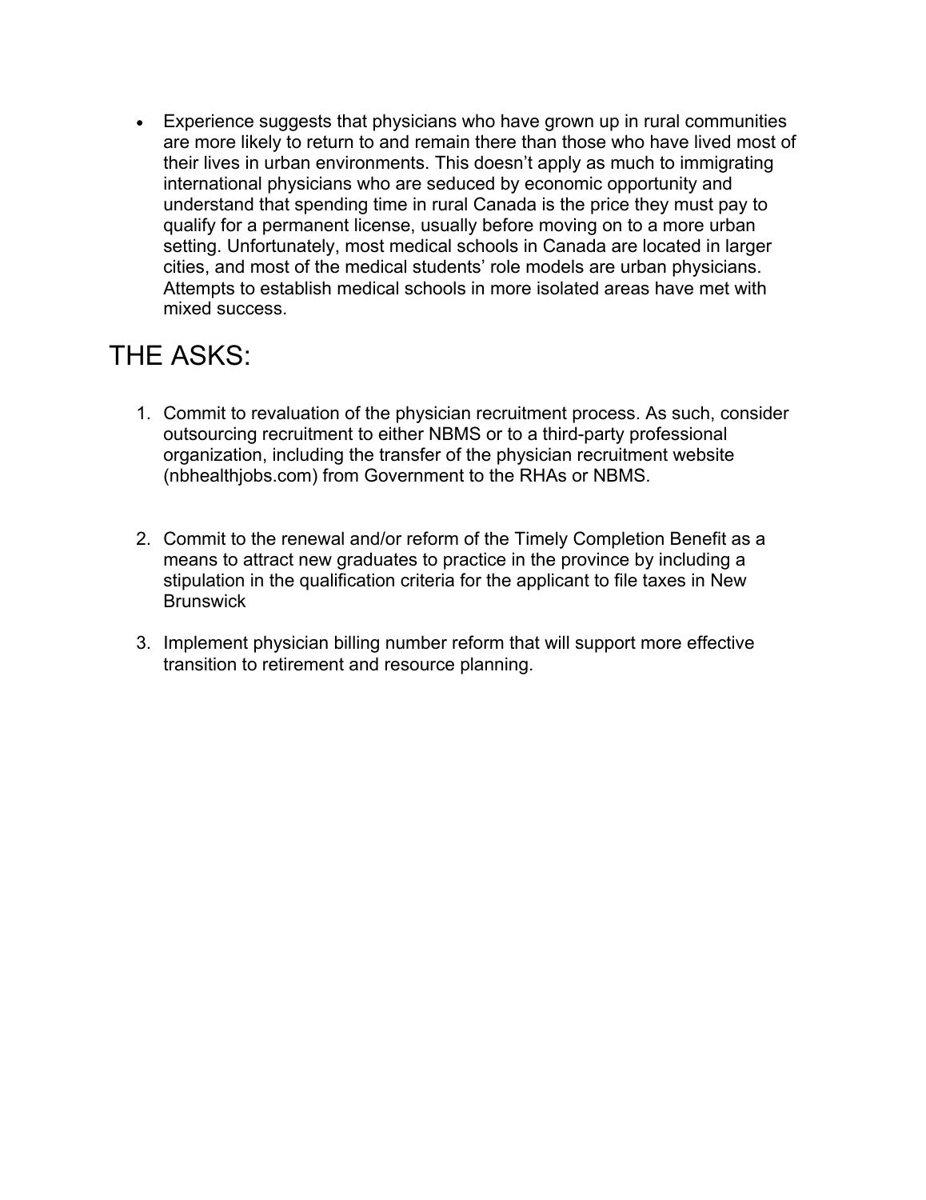- Experience suggests that physicians who have grown up in rural communities are more likely to return to and remain there than those who have lived most of their lives in urban environments. This doesn't apply as much to immigrating international physicians who are seduced by economic opportunity and understand that spending time in rural Canada is the price they must pay to qualify for a permanent license, usually before moving on to a more urban setting. Unfortunately, most medical schools in Canada are located in larger cities, and most of the medical students' role models are urban physicians. Attempts to establish medical schools in more isolated areas have met with mixed success.

# THE ASKS:

1. Commit to revaluation of the physician recruitment process. As such, consider outsourcing recruitment to either NBMS or to a third-party professional organization, including the transfer of the physician recruitment website (nbhealthjobs.com) from Government to the RHAs or NBMS.

2. Commit to the renewal and/or reform of the Timely Completion Benefit as a means to attract new graduates to practice in the province by including a stipulation in the qualification criteria for the applicant to file taxes in New Brunswick

3. Implement physician billing number reform that will support more effective transition to retirement and resource planning.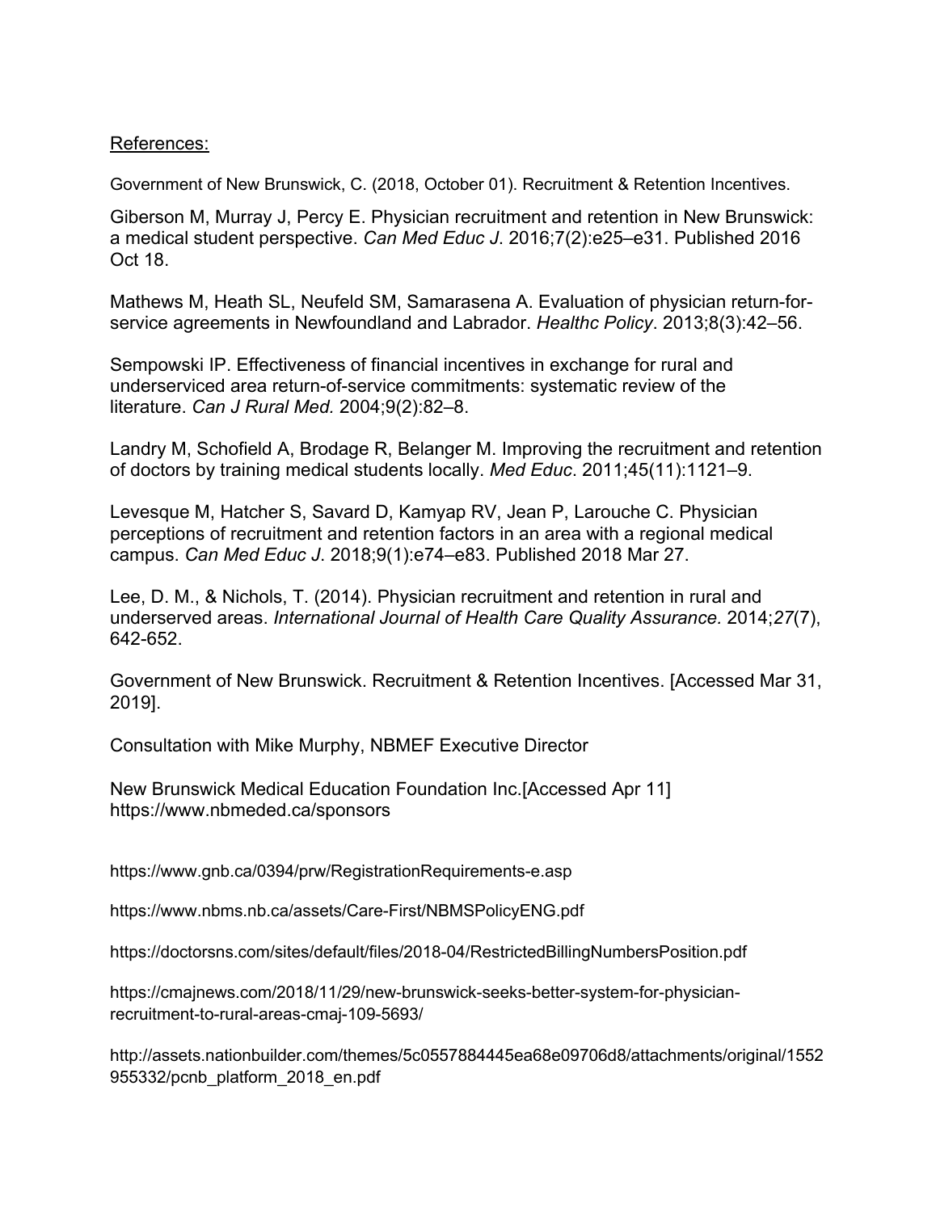References:

Government of New Brunswick, C. (2018, October 01). Recruitment & Retention Incentives.

Giberson M, Murray J, Percy E. Physician recruitment and retention in New Brunswick: a medical student perspective. *Can Med Educ J*. 2016;7(2):e25–e31. Published 2016 Oct 18.

Mathews M, Heath SL, Neufeld SM, Samarasena A. Evaluation of physician return-for-service agreements in Newfoundland and Labrador. *Healthc Policy*. 2013;8(3):42–56.

Sempowski IP. Effectiveness of financial incentives in exchange for rural and underserviced area return-of-service commitments: systematic review of the literature. *Can J Rural Med.* 2004;9(2):82–8.

Landry M, Schofield A, Brodage R, Belanger M. Improving the recruitment and retention of doctors by training medical students locally. *Med Educ*. 2011;45(11):1121–9.

Levesque M, Hatcher S, Savard D, Kamyap RV, Jean P, Larouche C. Physician perceptions of recruitment and retention factors in an area with a regional medical campus. *Can Med Educ J*. 2018;9(1):e74–e83. Published 2018 Mar 27.

Lee, D. M., & Nichols, T. (2014). Physician recruitment and retention in rural and underserved areas. *International Journal of Health Care Quality Assurance.* 2014;*27*(7), 642-652.

Government of New Brunswick. Recruitment & Retention Incentives. [Accessed Mar 31, 2019].

Consultation with Mike Murphy, NBMEF Executive Director

New Brunswick Medical Education Foundation Inc.[Accessed Apr 11] https://www.nbmeded.ca/sponsors

https://www.gnb.ca/0394/prw/RegistrationRequirements-e.asp

https://www.nbms.nb.ca/assets/Care-First/NBMSPolicyENG.pdf

https://doctorsns.com/sites/default/files/2018-04/RestrictedBillingNumbersPosition.pdf

https://cmajnews.com/2018/11/29/new-brunswick-seeks-better-system-for-physician-recruitment-to-rural-areas-cmaj-109-5693/

http://assets.nationbuilder.com/themes/5c0557884445ea68e09706d8/attachments/original/1552955332/pcnb_platform_2018_en.pdf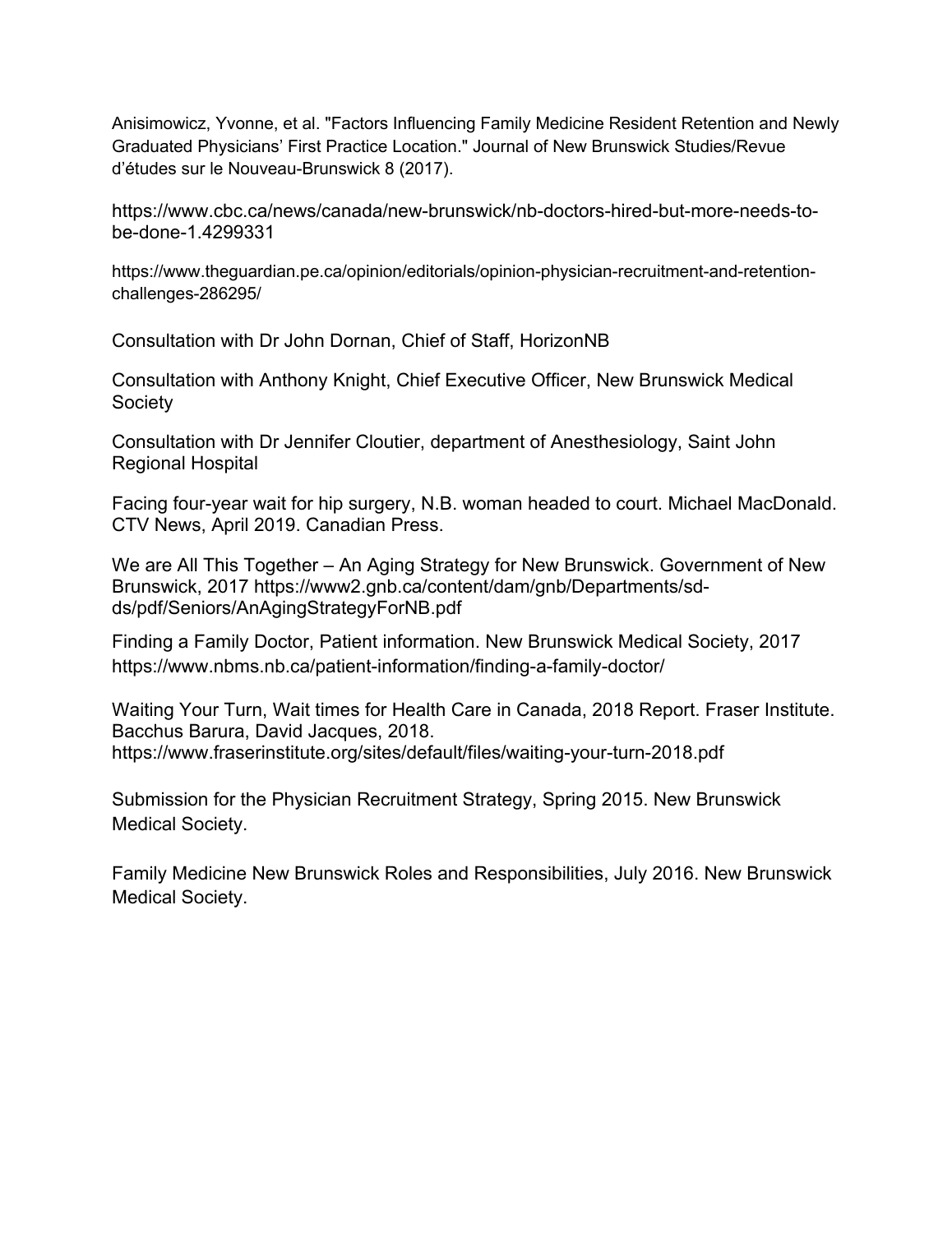Anisimowicz, Yvonne, et al. "Factors Influencing Family Medicine Resident Retention and Newly Graduated Physicians' First Practice Location." Journal of New Brunswick Studies/Revue d'études sur le Nouveau-Brunswick 8 (2017).

https://www.cbc.ca/news/canada/new-brunswick/nb-doctors-hired-but-more-needs-to-be-done-1.4299331

https://www.theguardian.pe.ca/opinion/editorials/opinion-physician-recruitment-and-retention-challenges-286295/

Consultation with Dr John Dornan, Chief of Staff, HorizonNB

Consultation with Anthony Knight, Chief Executive Officer, New Brunswick Medical Society

Consultation with Dr Jennifer Cloutier, department of Anesthesiology, Saint John Regional Hospital

Facing four-year wait for hip surgery, N.B. woman headed to court. Michael MacDonald. CTV News, April 2019. Canadian Press.

We are All This Together – An Aging Strategy for New Brunswick. Government of New Brunswick, 2017 https://www2.gnb.ca/content/dam/gnb/Departments/sd-ds/pdf/Seniors/AnAgingStrategyForNB.pdf

Finding a Family Doctor, Patient information. New Brunswick Medical Society, 2017 https://www.nbms.nb.ca/patient-information/finding-a-family-doctor/

Waiting Your Turn, Wait times for Health Care in Canada, 2018 Report. Fraser Institute. Bacchus Barura, David Jacques, 2018. https://www.fraserinstitute.org/sites/default/files/waiting-your-turn-2018.pdf

Submission for the Physician Recruitment Strategy, Spring 2015. New Brunswick Medical Society.

Family Medicine New Brunswick Roles and Responsibilities, July 2016. New Brunswick Medical Society.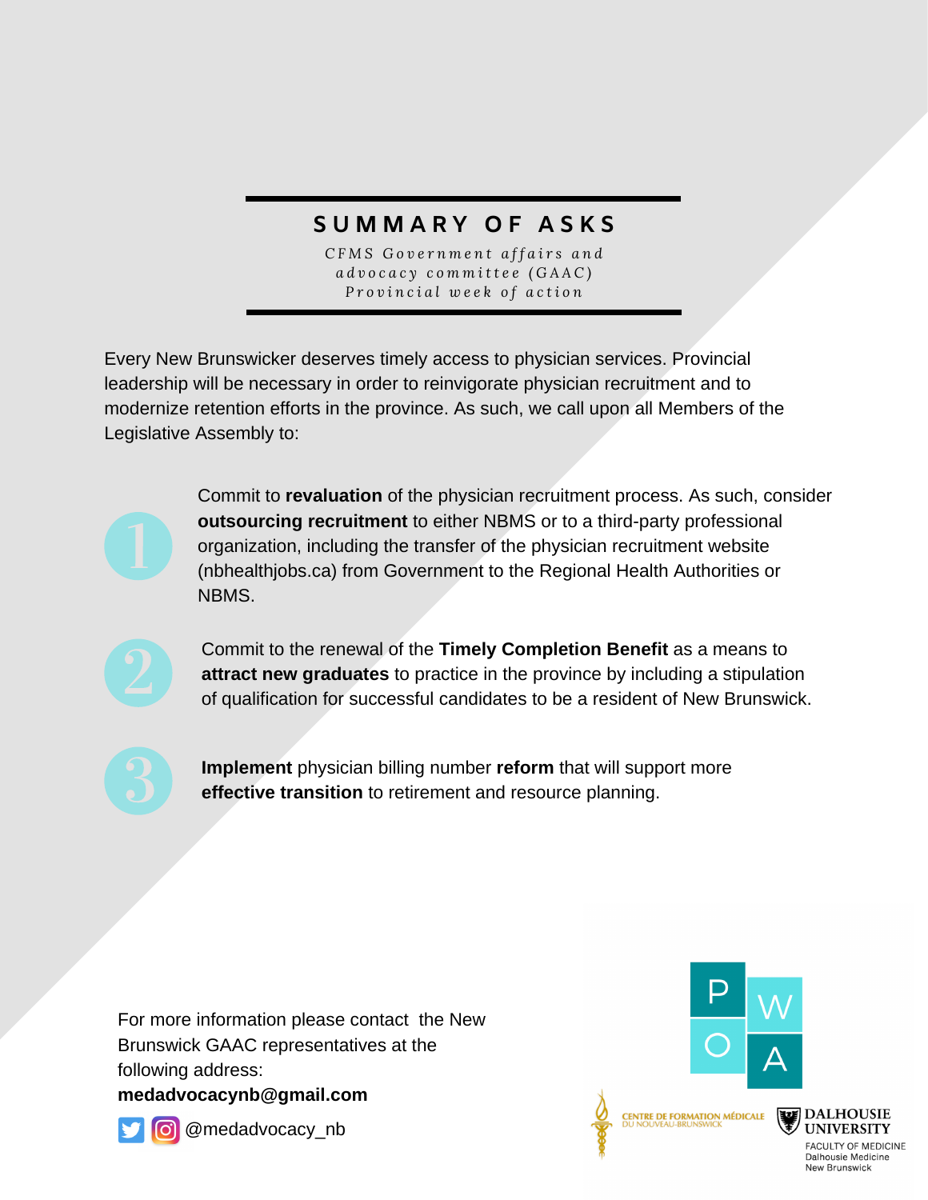## SUMMARY OF ASKS

*CFMS Government affairs and advocacy committee (GAAC) Provincial week of action*

Every New Brunswicker deserves timely access to physician services. Provincial leadership will be necessary in order to reinvigorate physician recruitment and to modernize retention efforts in the province. As such, we call upon all Members of the Legislative Assembly to:

1. Commit to **revaluation** of the physician recruitment process. As such, consider **outsourcing recruitment** to either NBMS or to a third-party professional organization, including the transfer of the physician recruitment website (nbhealthjobs.ca) from Government to the Regional Health Authorities or NBMS.

2. Commit to the renewal of the **Timely Completion Benefit** as a means to **attract new graduates** to practice in the province by including a stipulation of qualification for successful candidates to be a resident of New Brunswick.

3. **Implement** physician billing number **reform** that will support more **effective transition** to retirement and resource planning.

For more information please contact the New Brunswick GAAC representatives at the following address:
**medadvocacynb@gmail.com**

@medadvocacy_nb

POWA

CENTRE DE FORMATION MÉDICALE DU NOUVEAU-BRUNSWICK

DALHOUSIE UNIVERSITY
FACULTY OF MEDICINE
Dalhousie Medicine
New Brunswick